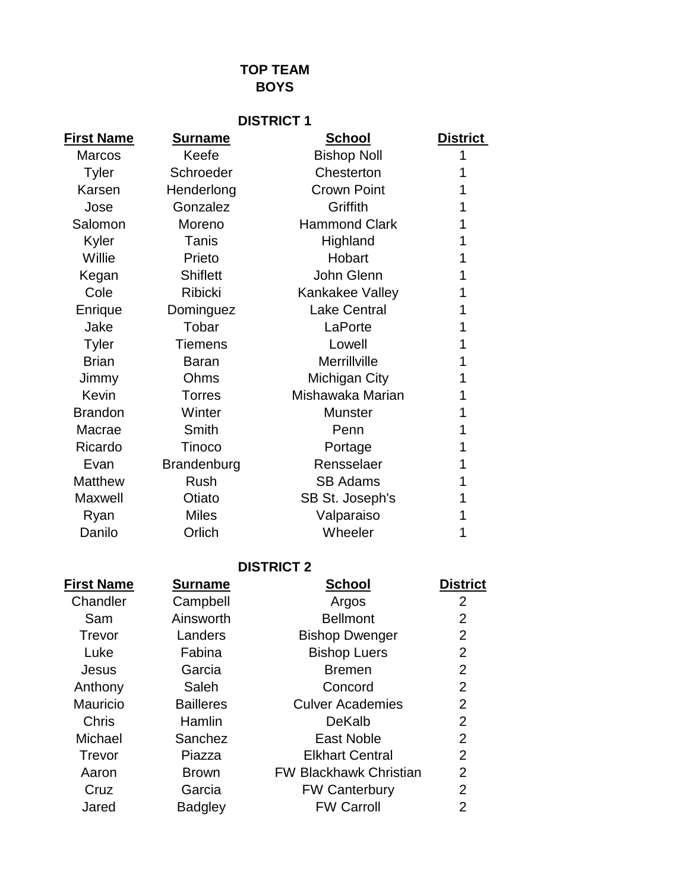# TOP TEAM
# BOYS

## DISTRICT 1

| First Name | Surname | School | District |
|---|---|---|---|
| Marcos | Keefe | Bishop Noll | 1 |
| Tyler | Schroeder | Chesterton | 1 |
| Karsen | Henderlong | Crown Point | 1 |
| Jose | Gonzalez | Griffith | 1 |
| Salomon | Moreno | Hammond Clark | 1 |
| Kyler | Tanis | Highland | 1 |
| Willie | Prieto | Hobart | 1 |
| Kegan | Shiflett | John Glenn | 1 |
| Cole | Ribicki | Kankakee Valley | 1 |
| Enrique | Dominguez | Lake Central | 1 |
| Jake | Tobar | LaPorte | 1 |
| Tyler | Tiemens | Lowell | 1 |
| Brian | Baran | Merrillville | 1 |
| Jimmy | Ohms | Michigan City | 1 |
| Kevin | Torres | Mishawaka Marian | 1 |
| Brandon | Winter | Munster | 1 |
| Macrae | Smith | Penn | 1 |
| Ricardo | Tinoco | Portage | 1 |
| Evan | Brandenburg | Rensselaer | 1 |
| Matthew | Rush | SB Adams | 1 |
| Maxwell | Otiato | SB St. Joseph's | 1 |
| Ryan | Miles | Valparaiso | 1 |
| Danilo | Orlich | Wheeler | 1 |

## DISTRICT 2

| First Name | Surname | School | District |
|---|---|---|---|
| Chandler | Campbell | Argos | 2 |
| Sam | Ainsworth | Bellmont | 2 |
| Trevor | Landers | Bishop Dwenger | 2 |
| Luke | Fabina | Bishop Luers | 2 |
| Jesus | Garcia | Bremen | 2 |
| Anthony | Saleh | Concord | 2 |
| Mauricio | Bailleres | Culver Academies | 2 |
| Chris | Hamlin | DeKalb | 2 |
| Michael | Sanchez | East Noble | 2 |
| Trevor | Piazza | Elkhart Central | 2 |
| Aaron | Brown | FW Blackhawk Christian | 2 |
| Cruz | Garcia | FW Canterbury | 2 |
| Jared | Badgley | FW Carroll | 2 |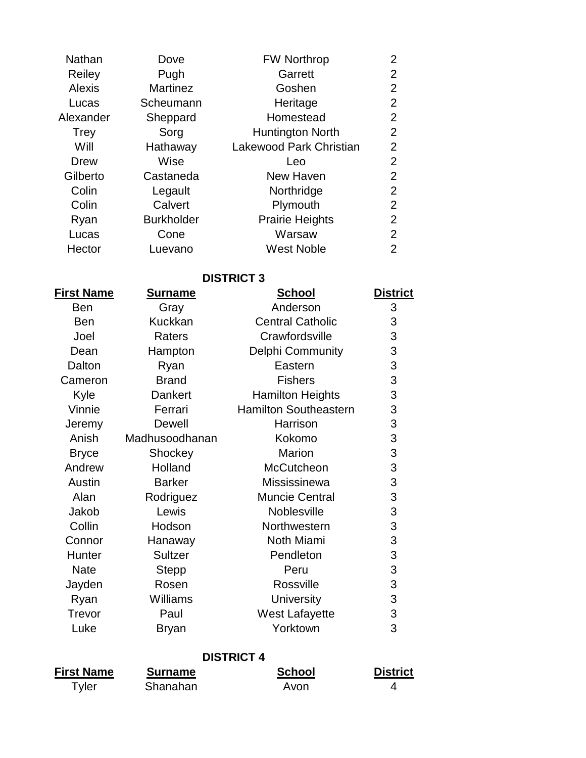| | | | |
|---|---|---|---|
| Nathan | Dove | FW Northrop | 2 |
| Reiley | Pugh | Garrett | 2 |
| Alexis | Martinez | Goshen | 2 |
| Lucas | Scheumann | Heritage | 2 |
| Alexander | Sheppard | Homestead | 2 |
| Trey | Sorg | Huntington North | 2 |
| Will | Hathaway | Lakewood Park Christian | 2 |
| Drew | Wise | Leo | 2 |
| Gilberto | Castaneda | New Haven | 2 |
| Colin | Legault | Northridge | 2 |
| Colin | Calvert | Plymouth | 2 |
| Ryan | Burkholder | Prairie Heights | 2 |
| Lucas | Cone | Warsaw | 2 |
| Hector | Luevano | West Noble | 2 |

## DISTRICT 3

| First Name | Surname | School | District |
|---|---|---|---|
| Ben | Gray | Anderson | 3 |
| Ben | Kuckkan | Central Catholic | 3 |
| Joel | Raters | Crawfordsville | 3 |
| Dean | Hampton | Delphi Community | 3 |
| Dalton | Ryan | Eastern | 3 |
| Cameron | Brand | Fishers | 3 |
| Kyle | Dankert | Hamilton Heights | 3 |
| Vinnie | Ferrari | Hamilton Southeastern | 3 |
| Jeremy | Dewell | Harrison | 3 |
| Anish | Madhusoodhanan | Kokomo | 3 |
| Bryce | Shockey | Marion | 3 |
| Andrew | Holland | McCutcheon | 3 |
| Austin | Barker | Mississinewa | 3 |
| Alan | Rodriguez | Muncie Central | 3 |
| Jakob | Lewis | Noblesville | 3 |
| Collin | Hodson | Northwestern | 3 |
| Connor | Hanaway | Noth Miami | 3 |
| Hunter | Sultzer | Pendleton | 3 |
| Nate | Stepp | Peru | 3 |
| Jayden | Rosen | Rossville | 3 |
| Ryan | Williams | University | 3 |
| Trevor | Paul | West Lafayette | 3 |
| Luke | Bryan | Yorktown | 3 |

## DISTRICT 4

| First Name | Surname | School | District |
|---|---|---|---|
| Tyler | Shanahan | Avon | 4 |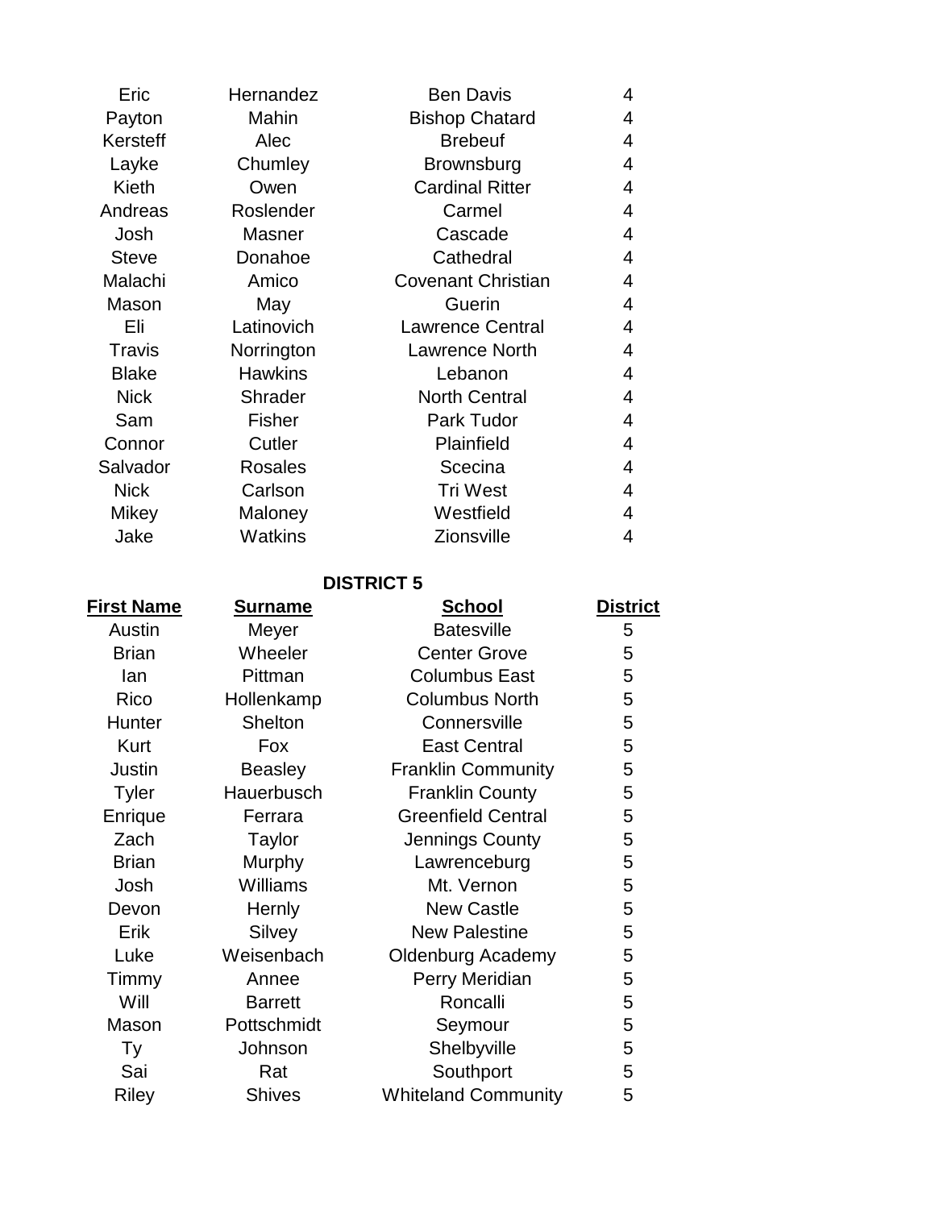| | | | |
|---|---|---|---|
| Eric | Hernandez | Ben Davis | 4 |
| Payton | Mahin | Bishop Chatard | 4 |
| Kersteff | Alec | Brebeuf | 4 |
| Layke | Chumley | Brownsburg | 4 |
| Kieth | Owen | Cardinal Ritter | 4 |
| Andreas | Roslender | Carmel | 4 |
| Josh | Masner | Cascade | 4 |
| Steve | Donahoe | Cathedral | 4 |
| Malachi | Amico | Covenant Christian | 4 |
| Mason | May | Guerin | 4 |
| Eli | Latinovich | Lawrence Central | 4 |
| Travis | Norrington | Lawrence North | 4 |
| Blake | Hawkins | Lebanon | 4 |
| Nick | Shrader | North Central | 4 |
| Sam | Fisher | Park Tudor | 4 |
| Connor | Cutler | Plainfield | 4 |
| Salvador | Rosales | Scecina | 4 |
| Nick | Carlson | Tri West | 4 |
| Mikey | Maloney | Westfield | 4 |
| Jake | Watkins | Zionsville | 4 |

**DISTRICT 5**

| First Name | Surname | School | District |
|---|---|---|---|
| Austin | Meyer | Batesville | 5 |
| Brian | Wheeler | Center Grove | 5 |
| Ian | Pittman | Columbus East | 5 |
| Rico | Hollenkamp | Columbus North | 5 |
| Hunter | Shelton | Connersville | 5 |
| Kurt | Fox | East Central | 5 |
| Justin | Beasley | Franklin Community | 5 |
| Tyler | Hauerbusch | Franklin County | 5 |
| Enrique | Ferrara | Greenfield Central | 5 |
| Zach | Taylor | Jennings County | 5 |
| Brian | Murphy | Lawrenceburg | 5 |
| Josh | Williams | Mt. Vernon | 5 |
| Devon | Hernly | New Castle | 5 |
| Erik | Silvey | New Palestine | 5 |
| Luke | Weisenbach | Oldenburg Academy | 5 |
| Timmy | Annee | Perry Meridian | 5 |
| Will | Barrett | Roncalli | 5 |
| Mason | Pottschmidt | Seymour | 5 |
| Ty | Johnson | Shelbyville | 5 |
| Sai | Rat | Southport | 5 |
| Riley | Shives | Whiteland Community | 5 |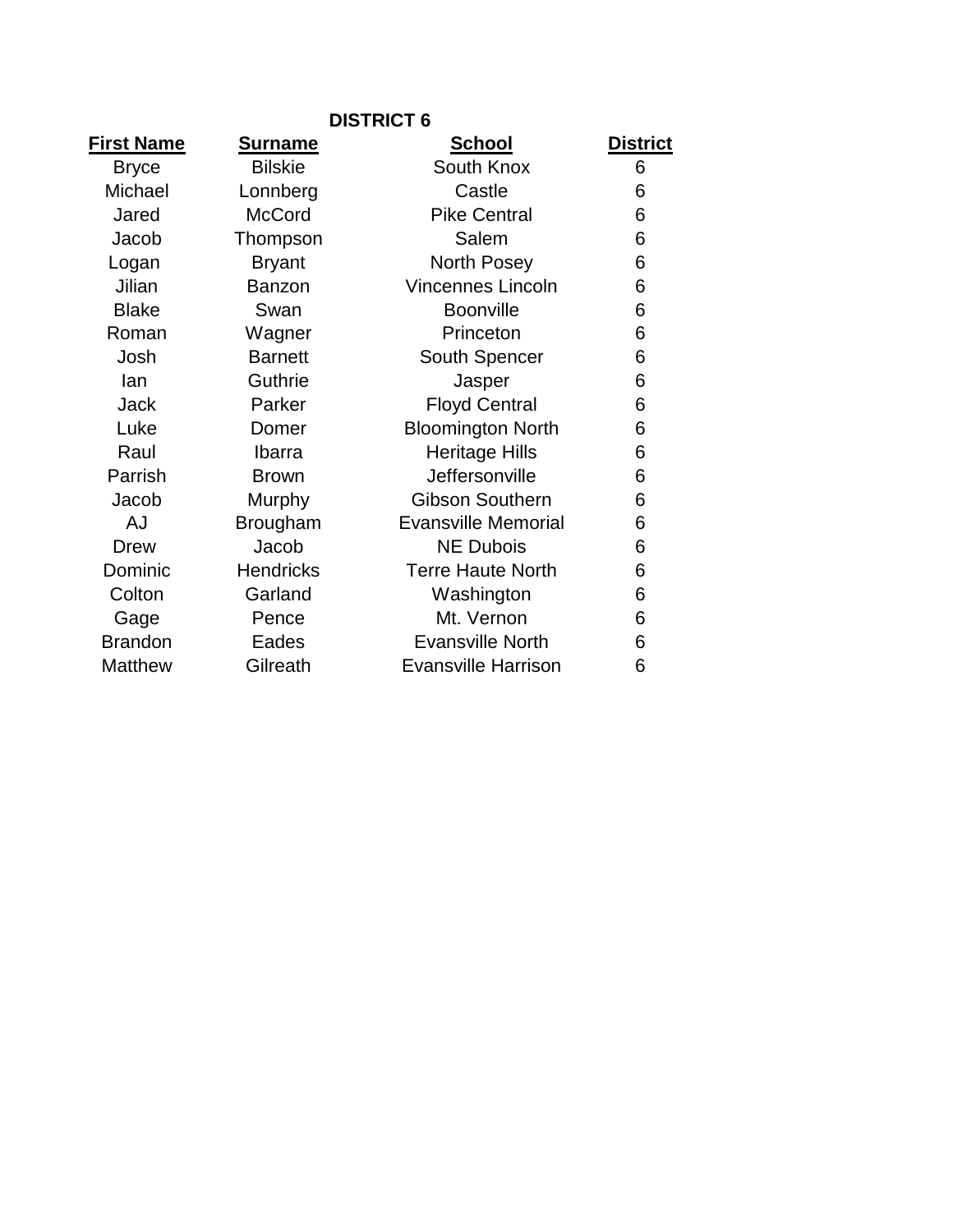**DISTRICT 6**

| First Name | Surname | School | District |
|---|---|---|---|
| Bryce | Bilskie | South Knox | 6 |
| Michael | Lonnberg | Castle | 6 |
| Jared | McCord | Pike Central | 6 |
| Jacob | Thompson | Salem | 6 |
| Logan | Bryant | North Posey | 6 |
| Jilian | Banzon | Vincennes Lincoln | 6 |
| Blake | Swan | Boonville | 6 |
| Roman | Wagner | Princeton | 6 |
| Josh | Barnett | South Spencer | 6 |
| Ian | Guthrie | Jasper | 6 |
| Jack | Parker | Floyd Central | 6 |
| Luke | Domer | Bloomington North | 6 |
| Raul | Ibarra | Heritage Hills | 6 |
| Parrish | Brown | Jeffersonville | 6 |
| Jacob | Murphy | Gibson Southern | 6 |
| AJ | Brougham | Evansville Memorial | 6 |
| Drew | Jacob | NE Dubois | 6 |
| Dominic | Hendricks | Terre Haute North | 6 |
| Colton | Garland | Washington | 6 |
| Gage | Pence | Mt. Vernon | 6 |
| Brandon | Eades | Evansville North | 6 |
| Matthew | Gilreath | Evansville Harrison | 6 |